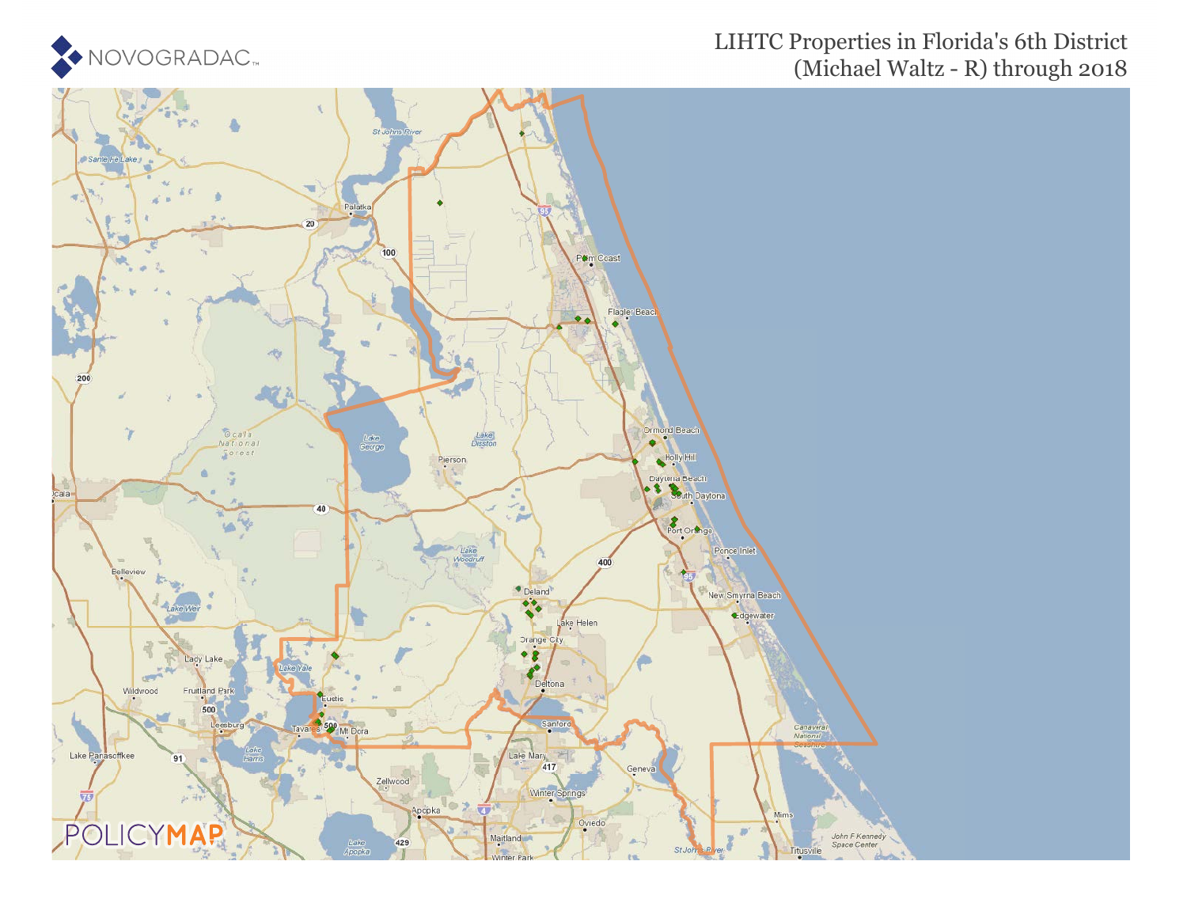# LIHTC Properties in Florida's 6th District (Michael Waltz - R) through 2018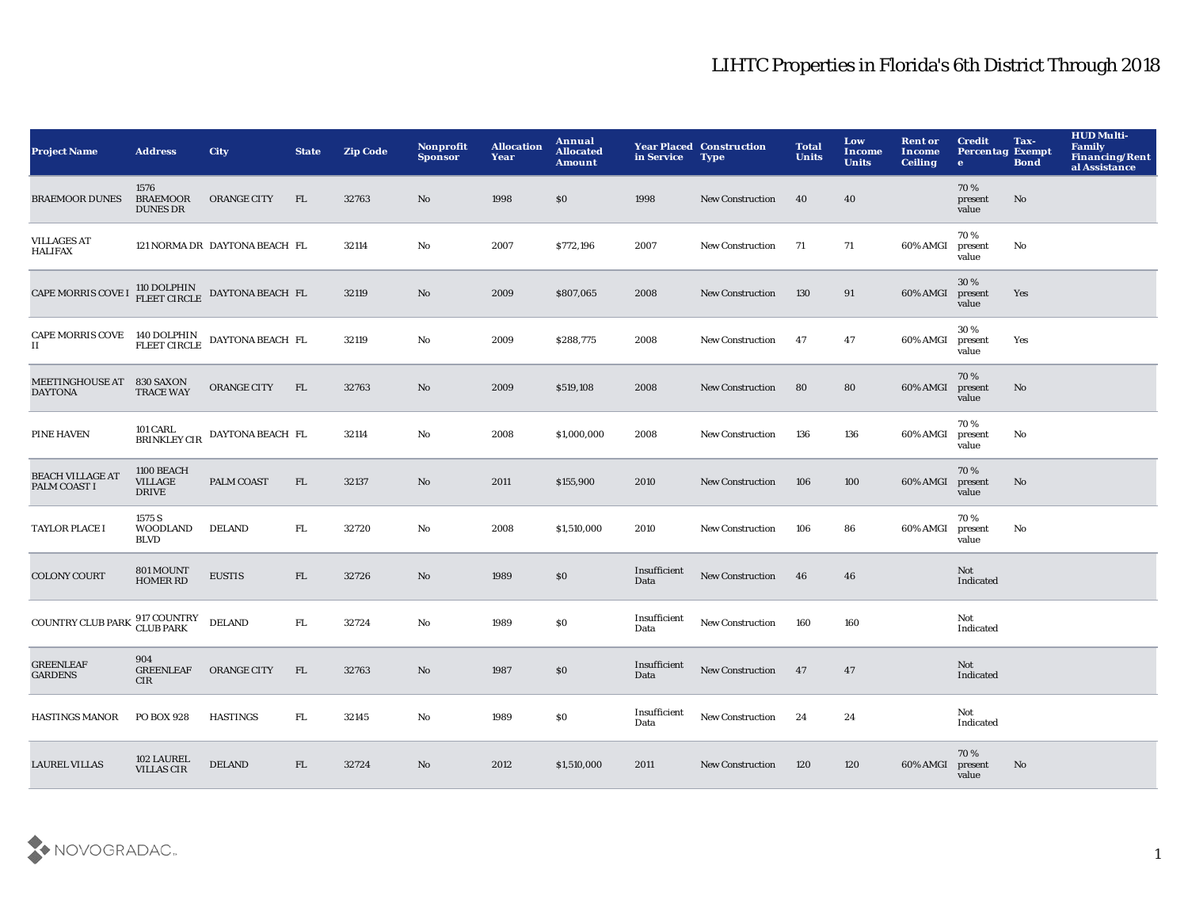# LIHTC Properties in Florida's 6th District Through 2018

| Project Name | Address | City | State | Zip Code | Nonprofit Sponsor | Allocation Year | Annual Allocated Amount | Year Placed in Service | Construction Type | Total Units | Low Income Units | Rent or Income Ceiling | Credit Percentage | Tax-Exempt Bond | HUD Multi-Family Financing/Rental Assistance |
|---|---|---|---|---|---|---|---|---|---|---|---|---|---|---|---|
| BRAEMOOR DUNES | 1576 BRAEMOOR DUNES DR | ORANGE CITY | FL | 32763 | No | 1998 | $0 | 1998 | New Construction | 40 | 40 | | 70 % present value | No | |
| VILLAGES AT HALIFAX | 121 NORMA DR | DAYTONA BEACH | FL | 32114 | No | 2007 | $772,196 | 2007 | New Construction | 71 | 71 | 60% AMGI | 70 % present value | No | |
| CAPE MORRIS COVE I | 110 DOLPHIN FLEET CIRCLE | DAYTONA BEACH | FL | 32119 | No | 2009 | $807,065 | 2008 | New Construction | 130 | 91 | 60% AMGI | 30 % present value | Yes | |
| CAPE MORRIS COVE II | 140 DOLPHIN FLEET CIRCLE | DAYTONA BEACH | FL | 32119 | No | 2009 | $288,775 | 2008 | New Construction | 47 | 47 | 60% AMGI | 30 % present value | Yes | |
| MEETINGHOUSE AT DAYTONA | 830 SAXON TRACE WAY | ORANGE CITY | FL | 32763 | No | 2009 | $519,108 | 2008 | New Construction | 80 | 80 | 60% AMGI | 70 % present value | No | |
| PINE HAVEN | 101 CARL BRINKLEY CIR | DAYTONA BEACH | FL | 32114 | No | 2008 | $1,000,000 | 2008 | New Construction | 136 | 136 | 60% AMGI | 70 % present value | No | |
| BEACH VILLAGE AT PALM COAST I | 1100 BEACH VILLAGE DRIVE | PALM COAST | FL | 32137 | No | 2011 | $155,900 | 2010 | New Construction | 106 | 100 | 60% AMGI | 70 % present value | No | |
| TAYLOR PLACE I | 1575 S WOODLAND BLVD | DELAND | FL | 32720 | No | 2008 | $1,510,000 | 2010 | New Construction | 106 | 86 | 60% AMGI | 70 % present value | No | |
| COLONY COURT | 801 MOUNT HOMER RD | EUSTIS | FL | 32726 | No | 1989 | $0 | Insufficient Data | New Construction | 46 | 46 | | Not Indicated | | |
| COUNTRY CLUB PARK | 917 COUNTRY CLUB PARK | DELAND | FL | 32724 | No | 1989 | $0 | Insufficient Data | New Construction | 160 | 160 | | Not Indicated | | |
| GREENLEAF GARDENS | 904 GREENLEAF CIR | ORANGE CITY | FL | 32763 | No | 1987 | $0 | Insufficient Data | New Construction | 47 | 47 | | Not Indicated | | |
| HASTINGS MANOR | PO BOX 928 | HASTINGS | FL | 32145 | No | 1989 | $0 | Insufficient Data | New Construction | 24 | 24 | | Not Indicated | | |
| LAUREL VILLAS | 102 LAUREL VILLAS CIR | DELAND | FL | 32724 | No | 2012 | $1,510,000 | 2011 | New Construction | 120 | 120 | 60% AMGI | 70 % present value | No | |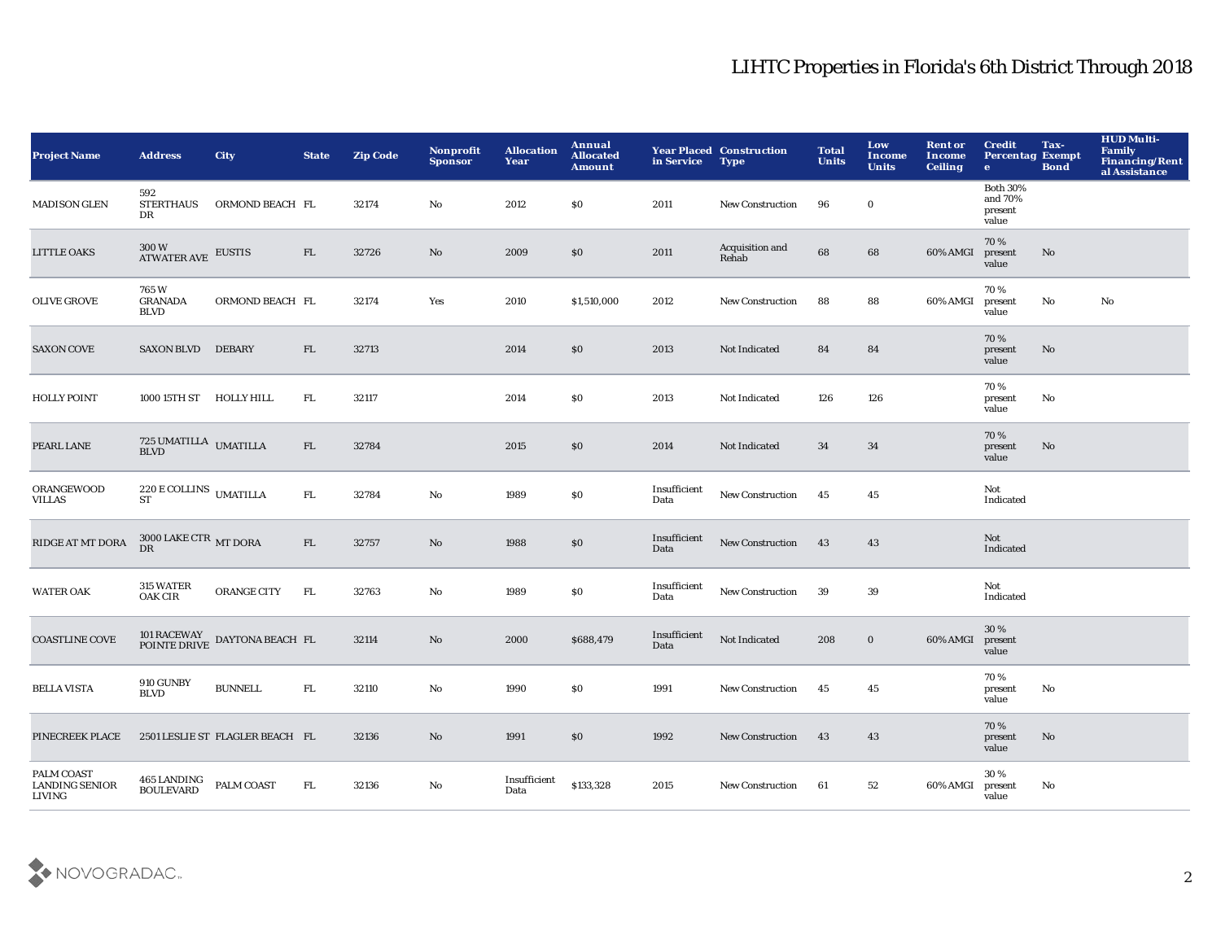# LIHTC Properties in Florida's 6th District Through 2018

| Project Name | Address | City | State | Zip Code | Nonprofit Sponsor | Allocation Year | Annual Allocated Amount | Year Placed in Service | Construction Type | Total Units | Low Income Units | Rent or Income Ceiling | Credit Percentage | Tax-Exempt Bond | HUD Multi-Family Financing/Rental Assistance |
|---|---|---|---|---|---|---|---|---|---|---|---|---|---|---|---|
| MADISON GLEN | 592 STERTHAUS DR | ORMOND BEACH | FL | 32174 | No | 2012 | $0 | 2011 | New Construction | 96 | 0 | | Both 30% and 70% present value | | |
| LITTLE OAKS | 300 W ATWATER AVE | EUSTIS | FL | 32726 | No | 2009 | $0 | 2011 | Acquisition and Rehab | 68 | 68 | 60% AMGI | 70 % present value | No | |
| OLIVE GROVE | 765 W GRANADA BLVD | ORMOND BEACH | FL | 32174 | Yes | 2010 | $1,510,000 | 2012 | New Construction | 88 | 88 | 60% AMGI | 70 % present value | No | No |
| SAXON COVE | SAXON BLVD | DEBARY | FL | 32713 | | 2014 | $0 | 2013 | Not Indicated | 84 | 84 | | 70 % present value | No | |
| HOLLY POINT | 1000 15TH ST | HOLLY HILL | FL | 32117 | | 2014 | $0 | 2013 | Not Indicated | 126 | 126 | | 70 % present value | No | |
| PEARL LANE | 725 UMATILLA BLVD | UMATILLA | FL | 32784 | | 2015 | $0 | 2014 | Not Indicated | 34 | 34 | | 70 % present value | No | |
| ORANGEWOOD VILLAS | 220 E COLLINS ST | UMATILLA | FL | 32784 | No | 1989 | $0 | Insufficient Data | New Construction | 45 | 45 | | Not Indicated | | |
| RIDGE AT MT DORA | 3000 LAKE CTR DR | MT DORA | FL | 32757 | No | 1988 | $0 | Insufficient Data | New Construction | 43 | 43 | | Not Indicated | | |
| WATER OAK | 315 WATER OAK CIR | ORANGE CITY | FL | 32763 | No | 1989 | $0 | Insufficient Data | New Construction | 39 | 39 | | Not Indicated | | |
| COASTLINE COVE | 101 RACEWAY POINTE DRIVE | DAYTONA BEACH | FL | 32114 | No | 2000 | $688,479 | Insufficient Data | Not Indicated | 208 | 0 | 60% AMGI | 30 % present value | | |
| BELLA VISTA | 910 GUNBY BLVD | BUNNELL | FL | 32110 | No | 1990 | $0 | 1991 | New Construction | 45 | 45 | | 70 % present value | No | |
| PINECREEK PLACE | 2501 LESLIE ST | FLAGLER BEACH | FL | 32136 | No | 1991 | $0 | 1992 | New Construction | 43 | 43 | | 70 % present value | No | |
| PALM COAST LANDING SENIOR LIVING | 465 LANDING BOULEVARD | PALM COAST | FL | 32136 | No | Insufficient Data | $133,328 | 2015 | New Construction | 61 | 52 | 60% AMGI | 30 % present value | No | |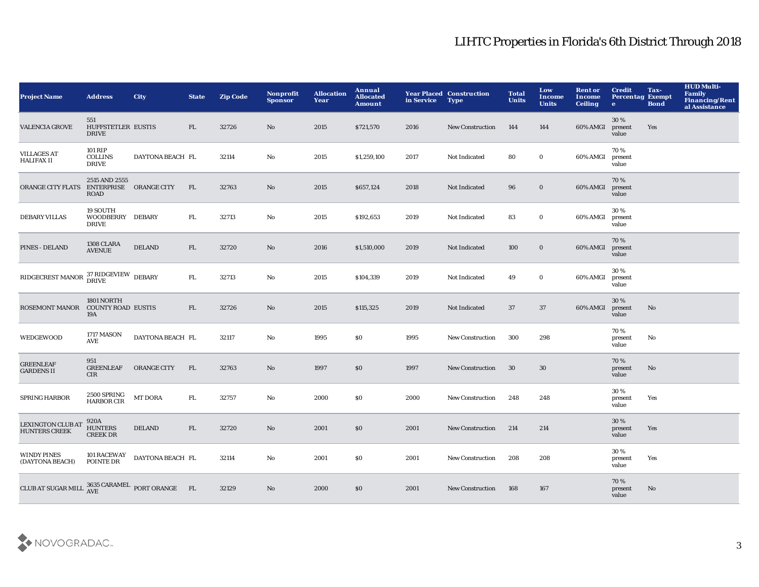# LIHTC Properties in Florida's 6th District Through 2018

| Project Name | Address | City | State | Zip Code | Nonprofit Sponsor | Allocation Year | Annual Allocated Amount | Year Placed in Service | Construction Type | Total Units | Low Income Units | Rent or Income Ceiling | Credit Percentage | Tax-Exempt Bond | HUD Multi-Family Financing/Rental Assistance |
|---|---|---|---|---|---|---|---|---|---|---|---|---|---|---|---|
| VALENCIA GROVE | 551 HUFFSTETLER DRIVE | EUSTIS | FL | 32726 | No | 2015 | $721,570 | 2016 | New Construction | 144 | 144 | 60% AMGI | 30 % present value | Yes | |
| VILLAGES AT HALIFAX II | 101 RIP COLLINS DRIVE | DAYTONA BEACH | FL | 32114 | No | 2015 | $1,259,100 | 2017 | Not Indicated | 80 | 0 | 60% AMGI | 70 % present value | | |
| ORANGE CITY FLATS | 2515 AND 2555 ENTERPRISE ROAD | ORANGE CITY | FL | 32763 | No | 2015 | $657,124 | 2018 | Not Indicated | 96 | 0 | 60% AMGI | 70 % present value | | |
| DEBARY VILLAS | 19 SOUTH WOODBERRY DRIVE | DEBARY | FL | 32713 | No | 2015 | $192,653 | 2019 | Not Indicated | 83 | 0 | 60% AMGI | 30 % present value | | |
| PINES - DELAND | 1308 CLARA AVENUE | DELAND | FL | 32720 | No | 2016 | $1,510,000 | 2019 | Not Indicated | 100 | 0 | 60% AMGI | 70 % present value | | |
| RIDGECREST MANOR | 37 RIDGEVIEW DRIVE | DEBARY | FL | 32713 | No | 2015 | $104,339 | 2019 | Not Indicated | 49 | 0 | 60% AMGI | 30 % present value | | |
| ROSEMONT MANOR | 1801 NORTH COUNTY ROAD 19A | EUSTIS | FL | 32726 | No | 2015 | $115,325 | 2019 | Not Indicated | 37 | 37 | 60% AMGI | 30 % present value | No | |
| WEDGEWOOD | 1717 MASON AVE | DAYTONA BEACH | FL | 32117 | No | 1995 | $0 | 1995 | New Construction | 300 | 298 | | 70 % present value | No | |
| GREENLEAF GARDENS II | 951 GREENLEAF CIR | ORANGE CITY | FL | 32763 | No | 1997 | $0 | 1997 | New Construction | 30 | 30 | | 70 % present value | No | |
| SPRING HARBOR | 2500 SPRING HARBOR CIR | MT DORA | FL | 32757 | No | 2000 | $0 | 2000 | New Construction | 248 | 248 | | 30 % present value | Yes | |
| LEXINGTON CLUB AT HUNTERS CREEK | 920A HUNTERS CREEK DR | DELAND | FL | 32720 | No | 2001 | $0 | 2001 | New Construction | 214 | 214 | | 30 % present value | Yes | |
| WINDY PINES (DAYTONA BEACH) | 101 RACEWAY POINTE DR | DAYTONA BEACH | FL | 32114 | No | 2001 | $0 | 2001 | New Construction | 208 | 208 | | 30 % present value | Yes | |
| CLUB AT SUGAR MILL | 3635 CARAMEL AVE | PORT ORANGE | FL | 32129 | No | 2000 | $0 | 2001 | New Construction | 168 | 167 | | 70 % present value | No | |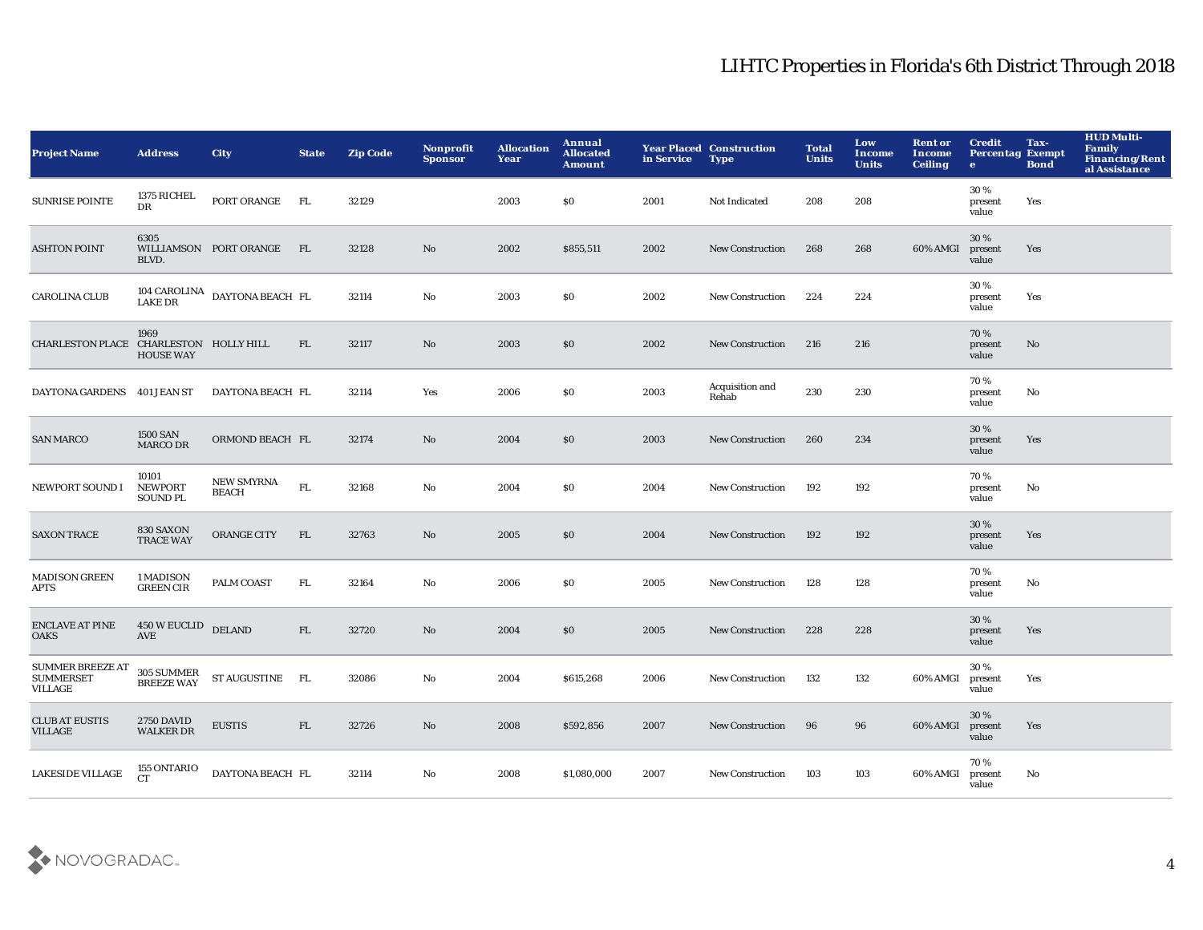# LIHTC Properties in Florida's 6th District Through 2018

| Project Name | Address | City | State | Zip Code | Nonprofit Sponsor | Allocation Year | Annual Allocated Amount | Year Placed in Service | Construction Type | Total Units | Low Income Units | Rent or Income Ceiling | Credit Percentage | Tax-Exempt Bond | HUD Multi-Family Financing/Rental Assistance |
|---|---|---|---|---|---|---|---|---|---|---|---|---|---|---|---|
| SUNRISE POINTE | 1375 RICHEL DR | PORT ORANGE | FL | 32129 | | 2003 | $0 | 2001 | Not Indicated | 208 | 208 | | 30 % present value | Yes | |
| ASHTON POINT | 6305 WILLIAMSON BLVD. | PORT ORANGE | FL | 32128 | No | 2002 | $855,511 | 2002 | New Construction | 268 | 268 | 60% AMGI | 30 % present value | Yes | |
| CAROLINA CLUB | 104 CAROLINA LAKE DR | DAYTONA BEACH | FL | 32114 | No | 2003 | $0 | 2002 | New Construction | 224 | 224 | | 30 % present value | Yes | |
| CHARLESTON PLACE | 1969 CHARLESTON HOUSE WAY | HOLLY HILL | FL | 32117 | No | 2003 | $0 | 2002 | New Construction | 216 | 216 | | 70 % present value | No | |
| DAYTONA GARDENS | 401 JEAN ST | DAYTONA BEACH | FL | 32114 | Yes | 2006 | $0 | 2003 | Acquisition and Rehab | 230 | 230 | | 70 % present value | No | |
| SAN MARCO | 1500 SAN MARCO DR | ORMOND BEACH | FL | 32174 | No | 2004 | $0 | 2003 | New Construction | 260 | 234 | | 30 % present value | Yes | |
| NEWPORT SOUND I | 10101 NEWPORT SOUND PL | NEW SMYRNA BEACH | FL | 32168 | No | 2004 | $0 | 2004 | New Construction | 192 | 192 | | 70 % present value | No | |
| SAXON TRACE | 830 SAXON TRACE WAY | ORANGE CITY | FL | 32763 | No | 2005 | $0 | 2004 | New Construction | 192 | 192 | | 30 % present value | Yes | |
| MADISON GREEN APTS | 1 MADISON GREEN CIR | PALM COAST | FL | 32164 | No | 2006 | $0 | 2005 | New Construction | 128 | 128 | | 70 % present value | No | |
| ENCLAVE AT PINE OAKS | 450 W EUCLID AVE | DELAND | FL | 32720 | No | 2004 | $0 | 2005 | New Construction | 228 | 228 | | 30 % present value | Yes | |
| SUMMER BREEZE AT SUMMERSET VILLAGE | 305 SUMMER BREEZE WAY | ST AUGUSTINE | FL | 32086 | No | 2004 | $615,268 | 2006 | New Construction | 132 | 132 | 60% AMGI | 30 % present value | Yes | |
| CLUB AT EUSTIS VILLAGE | 2750 DAVID WALKER DR | EUSTIS | FL | 32726 | No | 2008 | $592,856 | 2007 | New Construction | 96 | 96 | 60% AMGI | 30 % present value | Yes | |
| LAKESIDE VILLAGE | 155 ONTARIO CT | DAYTONA BEACH | FL | 32114 | No | 2008 | $1,080,000 | 2007 | New Construction | 103 | 103 | 60% AMGI | 70 % present value | No | |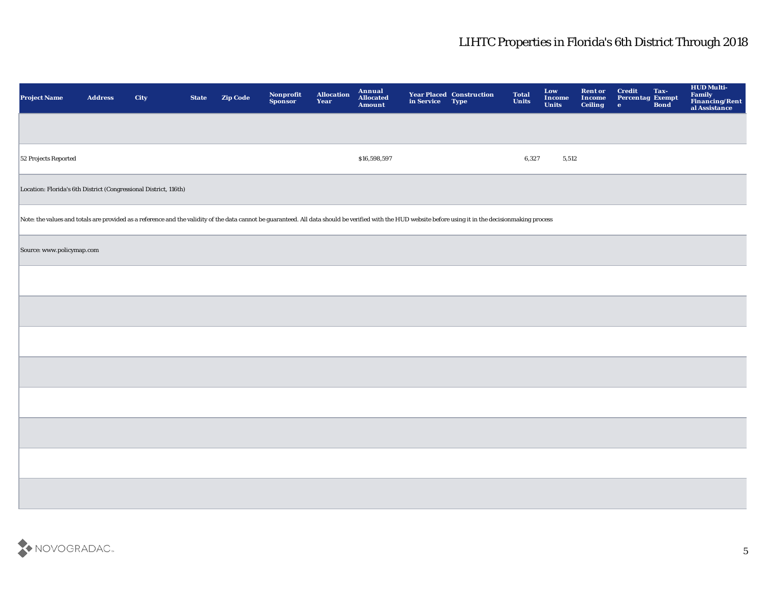# LIHTC Properties in Florida's 6th District Through 2018

| Project Name | Address | City | State | Zip Code | Nonprofit Sponsor | Allocation Year | Annual Allocated Amount | Year Placed in Service | Construction Type | Total Units | Low Income Units | Rent or Income Ceiling | Credit Percentage | Tax-Exempt Bond | HUD Multi-Family Financing/Rental Assistance |
|---|---|---|---|---|---|---|---|---|---|---|---|---|---|---|---|
| 52 Projects Reported | | | | | | | $16,598,597 | | | 6,327 | 5,512 | | | | |

Location: Florida's 6th District (Congressional District, 116th)

Note: the values and totals are provided as a reference and the validity of the data cannot be guaranteed. All data should be verified with the HUD website before using it in the decisionmaking process

Source: www.policymap.com